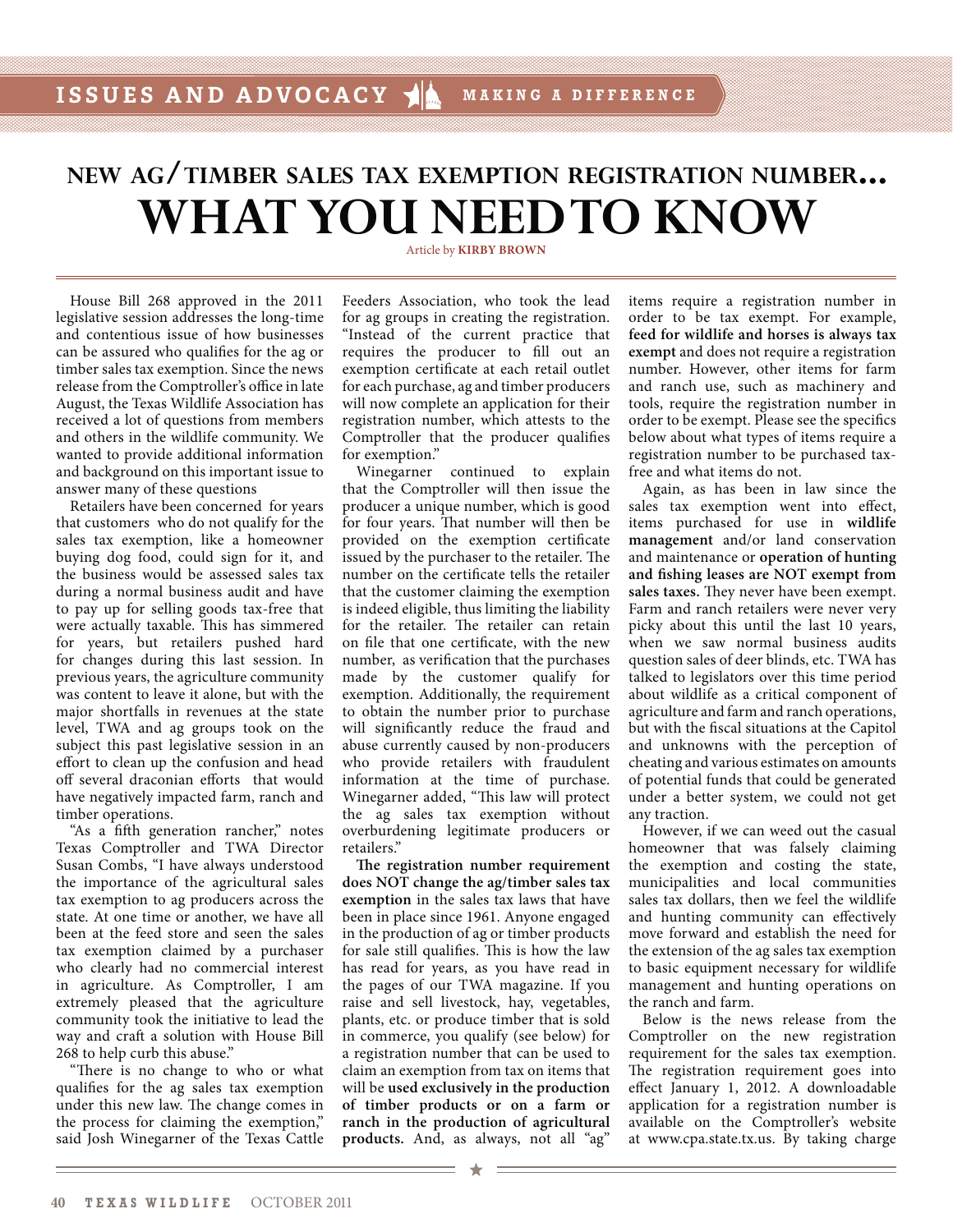# NEW AG/TIMBER SALES TAX EXEMPTION REGISTRATION NUMBER... WHAT YOU NEED TO KNOW

Article by **KIRBY BROWN**

House Bill 268 approved in the 2011 legislative session addresses the long-time and contentious issue of how businesses can be assured who qualifies for the ag or timber sales tax exemption. Since the news release from the Comptroller's office in late August, the Texas Wildlife Association has received a lot of questions from members and others in the wildlife community. We wanted to provide additional information and background on this important issue to answer many of these questions

Retailers have been concerned for years that customers who do not qualify for the sales tax exemption, like a homeowner buying dog food, could sign for it, and the business would be assessed sales tax during a normal business audit and have to pay up for selling goods tax-free that were actually taxable. This has simmered for years, but retailers pushed hard for changes during this last session. In previous years, the agriculture community was content to leave it alone, but with the major shortfalls in revenues at the state level, TWA and ag groups took on the subject this past legislative session in an effort to clean up the confusion and head off several draconian efforts that would have negatively impacted farm, ranch and timber operations.

"As a fifth generation rancher," notes Texas Comptroller and TWA Director Susan Combs, "I have always understood the importance of the agricultural sales tax exemption to ag producers across the state. At one time or another, we have all been at the feed store and seen the sales tax exemption claimed by a purchaser who clearly had no commercial interest in agriculture. As Comptroller, I am extremely pleased that the agriculture community took the initiative to lead the way and craft a solution with House Bill 268 to help curb this abuse."

"There is no change to who or what qualifies for the ag sales tax exemption under this new law. The change comes in the process for claiming the exemption," said Josh Winegarner of the Texas Cattle Feeders Association, who took the lead for ag groups in creating the registration. "Instead of the current practice that requires the producer to fill out an exemption certificate at each retail outlet for each purchase, ag and timber producers will now complete an application for their registration number, which attests to the Comptroller that the producer qualifies for exemption."

Winegarner continued to explain that the Comptroller will then issue the producer a unique number, which is good for four years. That number will then be provided on the exemption certificate issued by the purchaser to the retailer. The number on the certificate tells the retailer that the customer claiming the exemption is indeed eligible, thus limiting the liability for the retailer. The retailer can retain on file that one certificate, with the new number, as verification that the purchases made by the customer qualify for exemption. Additionally, the requirement to obtain the number prior to purchase will significantly reduce the fraud and abuse currently caused by non-producers who provide retailers with fraudulent information at the time of purchase. Winegarner added, "This law will protect the ag sales tax exemption without overburdening legitimate producers or retailers."

**The registration number requirement does NOT change the ag/timber sales tax exemption** in the sales tax laws that have been in place since 1961. Anyone engaged in the production of ag or timber products for sale still qualifies. This is how the law has read for years, as you have read in the pages of our TWA magazine. If you raise and sell livestock, hay, vegetables, plants, etc. or produce timber that is sold in commerce, you qualify (see below) for a registration number that can be used to claim an exemption from tax on items that will be **used exclusively in the production of timber products or on a farm or ranch in the production of agricultural products.** And, as always, not all "ag" items require a registration number in order to be tax exempt. For example, **feed for wildlife and horses is always tax exempt** and does not require a registration number. However, other items for farm and ranch use, such as machinery and tools, require the registration number in order to be exempt. Please see the specifics below about what types of items require a registration number to be purchased tax-free and what items do not.

Again, as has been in law since the sales tax exemption went into effect, items purchased for use in **wildlife management** and/or land conservation and maintenance or **operation of hunting and fishing leases are NOT exempt from sales taxes.** They never have been exempt. Farm and ranch retailers were never very picky about this until the last 10 years, when we saw normal business audits question sales of deer blinds, etc. TWA has talked to legislators over this time period about wildlife as a critical component of agriculture and farm and ranch operations, but with the fiscal situations at the Capitol and unknowns with the perception of cheating and various estimates on amounts of potential funds that could be generated under a better system, we could not get any traction.

However, if we can weed out the casual homeowner that was falsely claiming the exemption and costing the state, municipalities and local communities sales tax dollars, then we feel the wildlife and hunting community can effectively move forward and establish the need for the extension of the ag sales tax exemption to basic equipment necessary for wildlife management and hunting operations on the ranch and farm.

Below is the news release from the Comptroller on the new registration requirement for the sales tax exemption. The registration requirement goes into effect January 1, 2012. A downloadable application for a registration number is available on the Comptroller's website at www.cpa.state.tx.us. By taking charge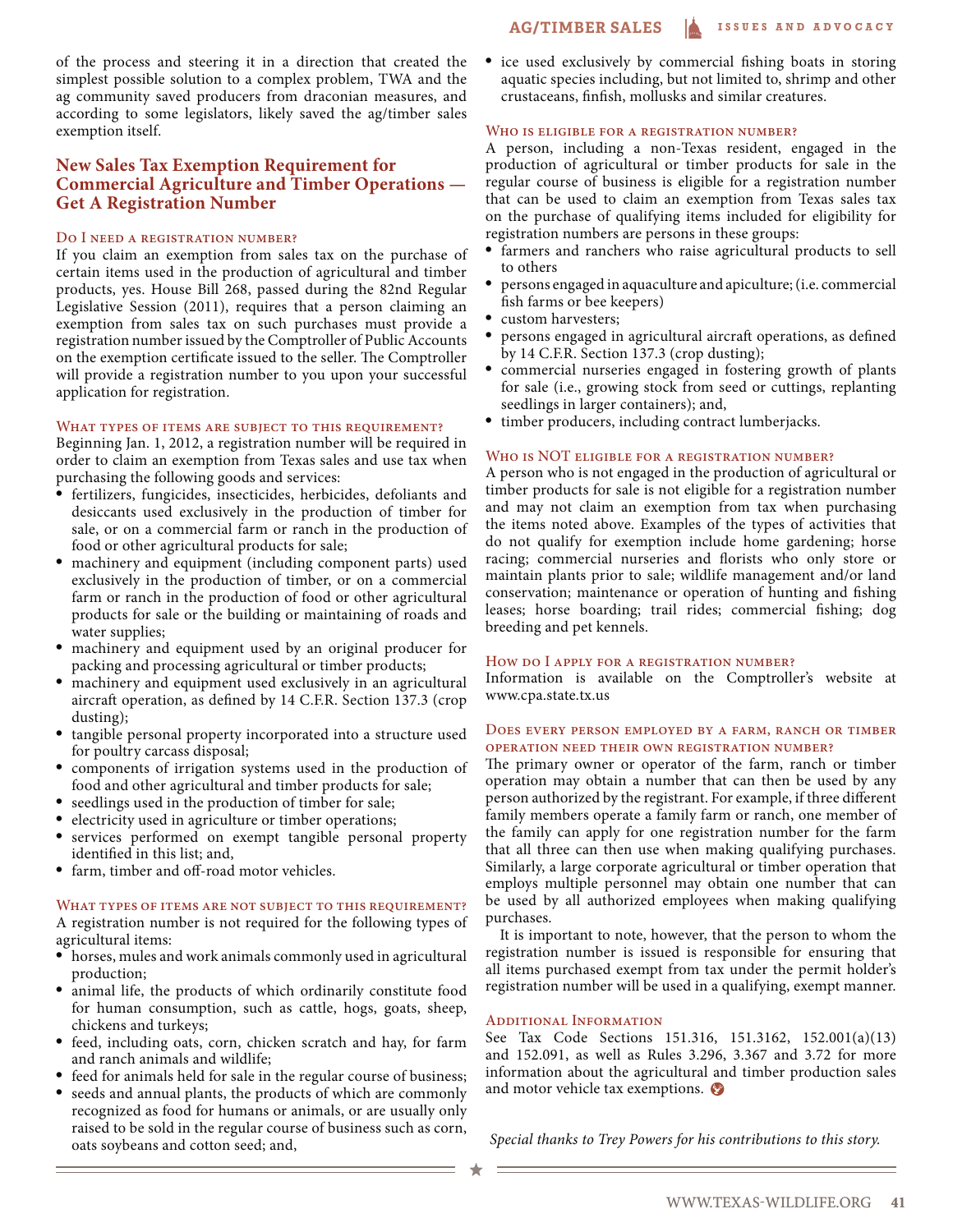of the process and steering it in a direction that created the simplest possible solution to a complex problem, TWA and the ag community saved producers from draconian measures, and according to some legislators, likely saved the ag/timber sales exemption itself.

## New Sales Tax Exemption Requirement for Commercial Agriculture and Timber Operations — Get A Registration Number

### Do I need a registration number?

If you claim an exemption from sales tax on the purchase of certain items used in the production of agricultural and timber products, yes. House Bill 268, passed during the 82nd Regular Legislative Session (2011), requires that a person claiming an exemption from sales tax on such purchases must provide a registration number issued by the Comptroller of Public Accounts on the exemption certificate issued to the seller. The Comptroller will provide a registration number to you upon your successful application for registration.

### What types of items are subject to this requirement?

Beginning Jan. 1, 2012, a registration number will be required in order to claim an exemption from Texas sales and use tax when purchasing the following goods and services:

- fertilizers, fungicides, insecticides, herbicides, defoliants and desiccants used exclusively in the production of timber for sale, or on a commercial farm or ranch in the production of food or other agricultural products for sale;
- machinery and equipment (including component parts) used exclusively in the production of timber, or on a commercial farm or ranch in the production of food or other agricultural products for sale or the building or maintaining of roads and water supplies;
- machinery and equipment used by an original producer for packing and processing agricultural or timber products;
- machinery and equipment used exclusively in an agricultural aircraft operation, as defined by 14 C.F.R. Section 137.3 (crop dusting);
- tangible personal property incorporated into a structure used for poultry carcass disposal;
- components of irrigation systems used in the production of food and other agricultural and timber products for sale;
- seedlings used in the production of timber for sale;
- electricity used in agriculture or timber operations;
- services performed on exempt tangible personal property identified in this list; and,
- farm, timber and off-road motor vehicles.

### What types of items are not subject to this requirement?

A registration number is not required for the following types of agricultural items:

- horses, mules and work animals commonly used in agricultural production;
- animal life, the products of which ordinarily constitute food for human consumption, such as cattle, hogs, goats, sheep, chickens and turkeys;
- feed, including oats, corn, chicken scratch and hay, for farm and ranch animals and wildlife;
- feed for animals held for sale in the regular course of business;
- seeds and annual plants, the products of which are commonly recognized as food for humans or animals, or are usually only raised to be sold in the regular course of business such as corn, oats soybeans and cotton seed; and,
- ice used exclusively by commercial fishing boats in storing aquatic species including, but not limited to, shrimp and other crustaceans, finfish, mollusks and similar creatures.

### Who is eligible for a registration number?

A person, including a non-Texas resident, engaged in the production of agricultural or timber products for sale in the regular course of business is eligible for a registration number that can be used to claim an exemption from Texas sales tax on the purchase of qualifying items included for eligibility for registration numbers are persons in these groups:

- farmers and ranchers who raise agricultural products to sell to others
- persons engaged in aquaculture and apiculture; (i.e. commercial fish farms or bee keepers)
- custom harvesters;
- persons engaged in agricultural aircraft operations, as defined by 14 C.F.R. Section 137.3 (crop dusting);
- commercial nurseries engaged in fostering growth of plants for sale (i.e., growing stock from seed or cuttings, replanting seedlings in larger containers); and,
- timber producers, including contract lumberjacks.

### Who is NOT eligible for a registration number?

A person who is not engaged in the production of agricultural or timber products for sale is not eligible for a registration number and may not claim an exemption from tax when purchasing the items noted above. Examples of the types of activities that do not qualify for exemption include home gardening; horse racing; commercial nurseries and florists who only store or maintain plants prior to sale; wildlife management and/or land conservation; maintenance or operation of hunting and fishing leases; horse boarding; trail rides; commercial fishing; dog breeding and pet kennels.

### How do I apply for a registration number?

Information is available on the Comptroller's website at www.cpa.state.tx.us

### Does every person employed by a farm, ranch or timber operation need their own registration number?

The primary owner or operator of the farm, ranch or timber operation may obtain a number that can then be used by any person authorized by the registrant. For example, if three different family members operate a family farm or ranch, one member of the family can apply for one registration number for the farm that all three can then use when making qualifying purchases. Similarly, a large corporate agricultural or timber operation that employs multiple personnel may obtain one number that can be used by all authorized employees when making qualifying purchases.

It is important to note, however, that the person to whom the registration number is issued is responsible for ensuring that all items purchased exempt from tax under the permit holder's registration number will be used in a qualifying, exempt manner.

### Additional Information

See Tax Code Sections 151.316, 151.3162, 152.001(a)(13) and 152.091, as well as Rules 3.296, 3.367 and 3.72 for more information about the agricultural and timber production sales and motor vehicle tax exemptions.

*Special thanks to Trey Powers for his contributions to this story.*